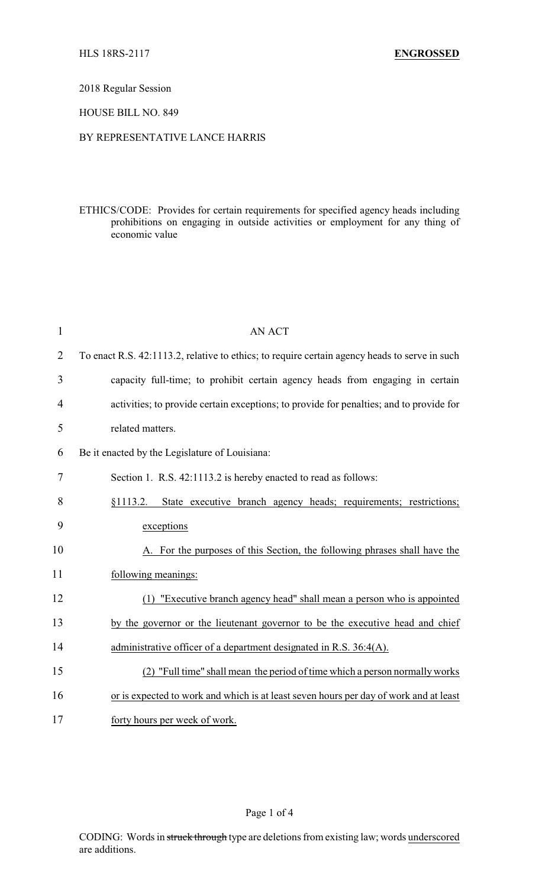HLS 18RS-2117 **ENGROSSED**

2018 Regular Session

HOUSE BILL NO. 849

BY REPRESENTATIVE LANCE HARRIS

ETHICS/CODE: Provides for certain requirements for specified agency heads including prohibitions on engaging in outside activities or employment for any thing of economic value

AN ACT

To enact R.S. 42:1113.2, relative to ethics; to require certain agency heads to serve in such capacity full-time; to prohibit certain agency heads from engaging in certain activities; to provide certain exceptions; to provide for penalties; and to provide for related matters.

Be it enacted by the Legislature of Louisiana:

Section 1. R.S. 42:1113.2 is hereby enacted to read as follows:

§1113.2. State executive branch agency heads; requirements; restrictions; exceptions

A. For the purposes of this Section, the following phrases shall have the following meanings:

(1) "Executive branch agency head" shall mean a person who is appointed by the governor or the lieutenant governor to be the executive head and chief administrative officer of a department designated in R.S. 36:4(A).

(2) "Full time" shall mean the period of time which a person normally works or is expected to work and which is at least seven hours per day of work and at least forty hours per week of work.

CODING: Words in ~~struck through~~ type are deletions from existing law; words underscored are additions.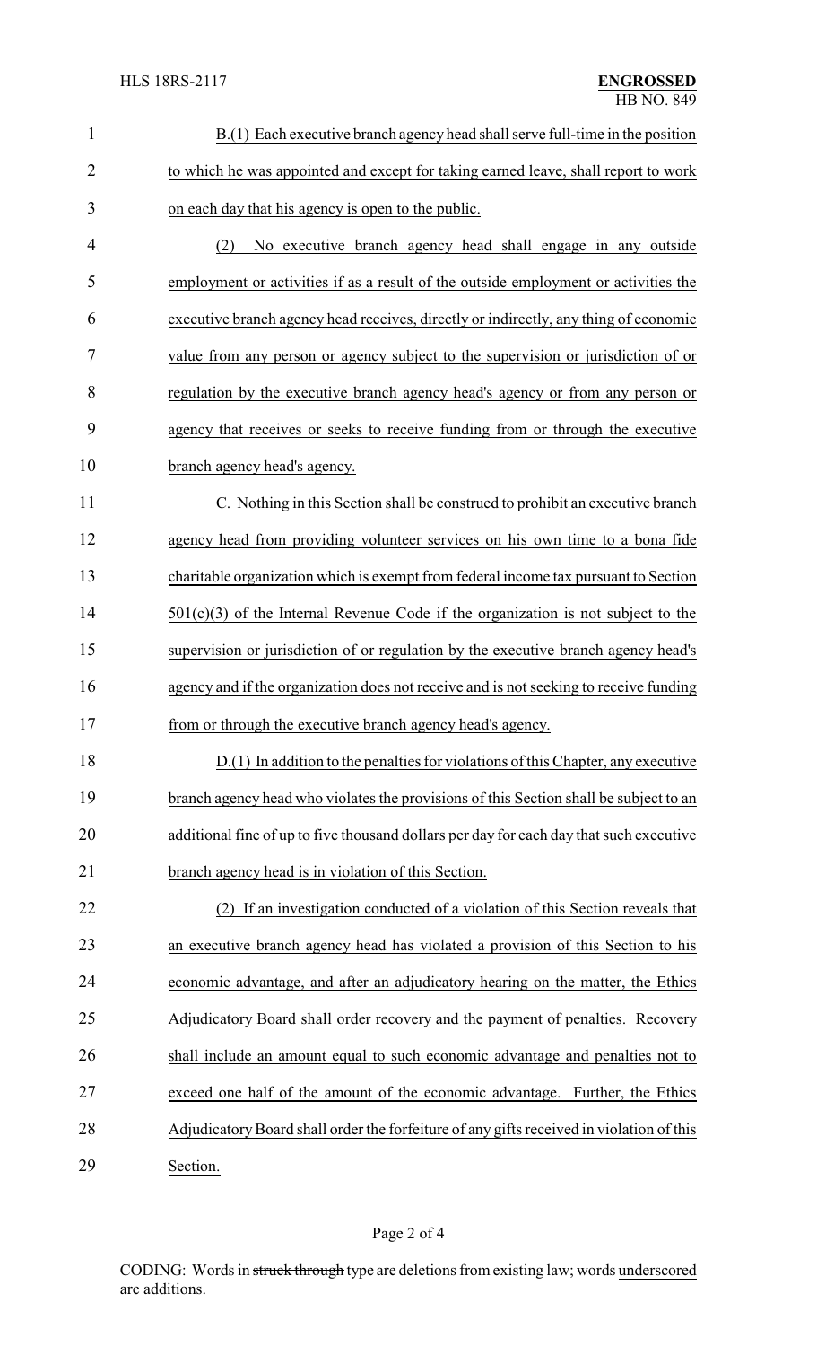B.(1) Each executive branch agency head shall serve full-time in the position to which he was appointed and except for taking earned leave, shall report to work on each day that his agency is open to the public.

(2) No executive branch agency head shall engage in any outside employment or activities if as a result of the outside employment or activities the executive branch agency head receives, directly or indirectly, any thing of economic value from any person or agency subject to the supervision or jurisdiction of or regulation by the executive branch agency head's agency or from any person or agency that receives or seeks to receive funding from or through the executive branch agency head's agency.

C. Nothing in this Section shall be construed to prohibit an executive branch agency head from providing volunteer services on his own time to a bona fide charitable organization which is exempt from federal income tax pursuant to Section 501(c)(3) of the Internal Revenue Code if the organization is not subject to the supervision or jurisdiction of or regulation by the executive branch agency head's agency and if the organization does not receive and is not seeking to receive funding from or through the executive branch agency head's agency.

D.(1) In addition to the penalties for violations of this Chapter, any executive branch agency head who violates the provisions of this Section shall be subject to an additional fine of up to five thousand dollars per day for each day that such executive branch agency head is in violation of this Section.

(2) If an investigation conducted of a violation of this Section reveals that an executive branch agency head has violated a provision of this Section to his economic advantage, and after an adjudicatory hearing on the matter, the Ethics Adjudicatory Board shall order recovery and the payment of penalties. Recovery shall include an amount equal to such economic advantage and penalties not to exceed one half of the amount of the economic advantage. Further, the Ethics Adjudicatory Board shall order the forfeiture of any gifts received in violation of this Section.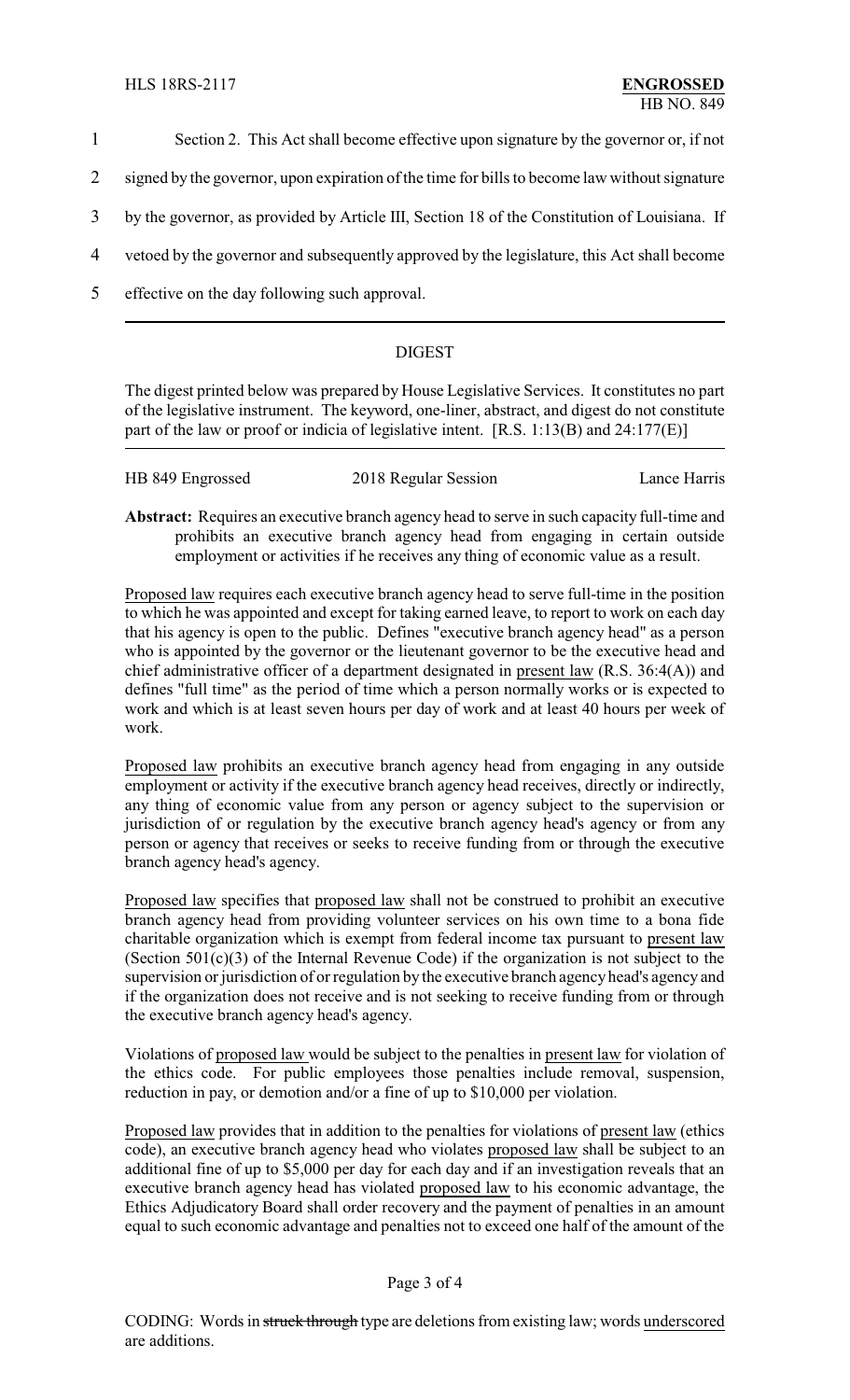Section 2. This Act shall become effective upon signature by the governor or, if not signed by the governor, upon expiration of the time for bills to become law without signature by the governor, as provided by Article III, Section 18 of the Constitution of Louisiana. If vetoed by the governor and subsequently approved by the legislature, this Act shall become effective on the day following such approval.

---

## DIGEST

The digest printed below was prepared by House Legislative Services. It constitutes no part of the legislative instrument. The keyword, one-liner, abstract, and digest do not constitute part of the law or proof or indicia of legislative intent. [R.S. 1:13(B) and 24:177(E)]

| HB 849 Engrossed | 2018 Regular Session | Lance Harris |
|---|---|---|

**Abstract:** Requires an executive branch agency head to serve in such capacity full-time and prohibits an executive branch agency head from engaging in certain outside employment or activities if he receives any thing of economic value as a result.

Proposed law requires each executive branch agency head to serve full-time in the position to which he was appointed and except for taking earned leave, to report to work on each day that his agency is open to the public. Defines "executive branch agency head" as a person who is appointed by the governor or the lieutenant governor to be the executive head and chief administrative officer of a department designated in present law (R.S. 36:4(A)) and defines "full time" as the period of time which a person normally works or is expected to work and which is at least seven hours per day of work and at least 40 hours per week of work.

Proposed law prohibits an executive branch agency head from engaging in any outside employment or activity if the executive branch agency head receives, directly or indirectly, any thing of economic value from any person or agency subject to the supervision or jurisdiction of or regulation by the executive branch agency head's agency or from any person or agency that receives or seeks to receive funding from or through the executive branch agency head's agency.

Proposed law specifies that proposed law shall not be construed to prohibit an executive branch agency head from providing volunteer services on his own time to a bona fide charitable organization which is exempt from federal income tax pursuant to present law (Section 501(c)(3) of the Internal Revenue Code) if the organization is not subject to the supervision or jurisdiction of or regulation by the executive branch agency head's agency and if the organization does not receive and is not seeking to receive funding from or through the executive branch agency head's agency.

Violations of proposed law would be subject to the penalties in present law for violation of the ethics code. For public employees those penalties include removal, suspension, reduction in pay, or demotion and/or a fine of up to $10,000 per violation.

Proposed law provides that in addition to the penalties for violations of present law (ethics code), an executive branch agency head who violates proposed law shall be subject to an additional fine of up to $5,000 per day for each day and if an investigation reveals that an executive branch agency head has violated proposed law to his economic advantage, the Ethics Adjudicatory Board shall order recovery and the payment of penalties in an amount equal to such economic advantage and penalties not to exceed one half of the amount of the

CODING: Words in ~~struck through~~ type are deletions from existing law; words underscored are additions.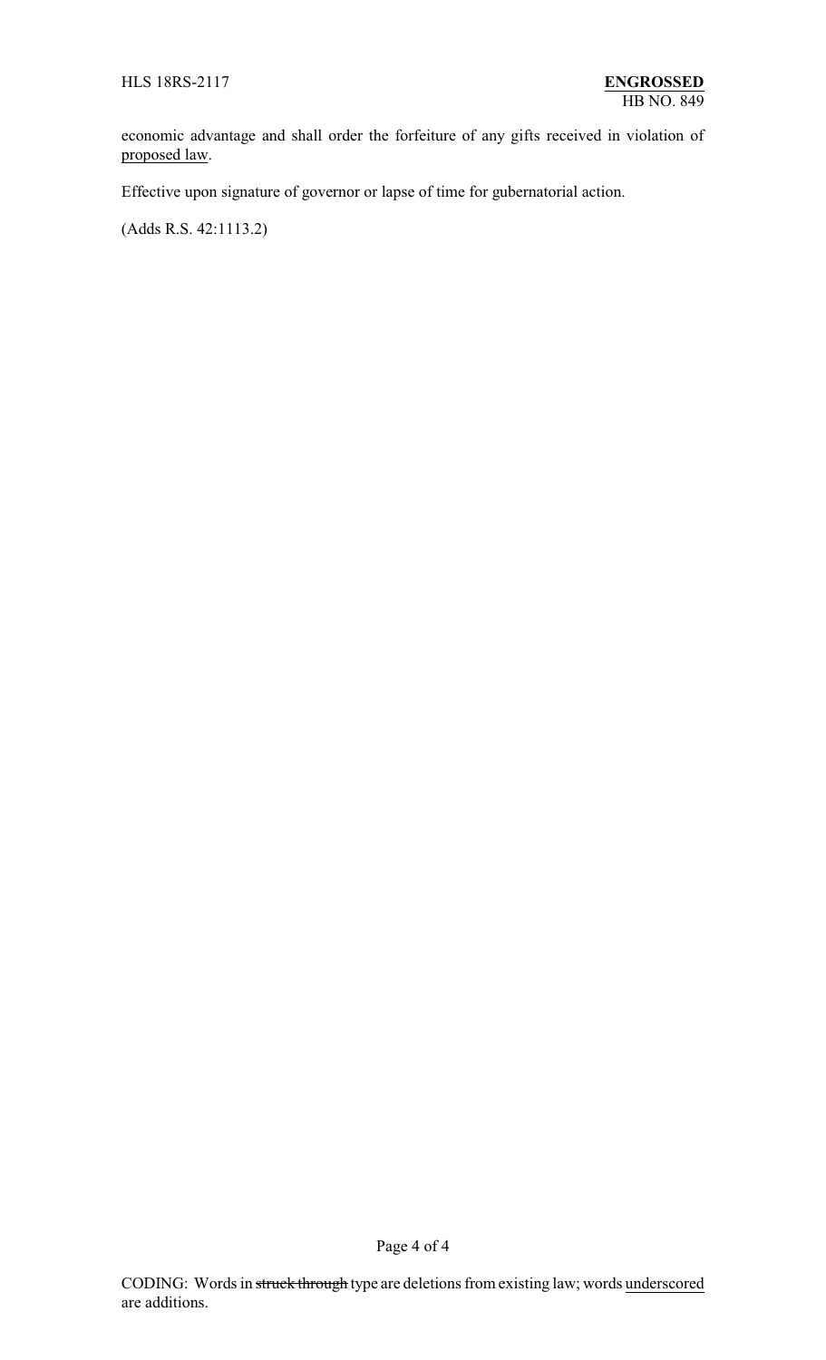economic advantage and shall order the forfeiture of any gifts received in violation of <u>proposed law</u>.

Effective upon signature of governor or lapse of time for gubernatorial action.

(Adds R.S. 42:1113.2)